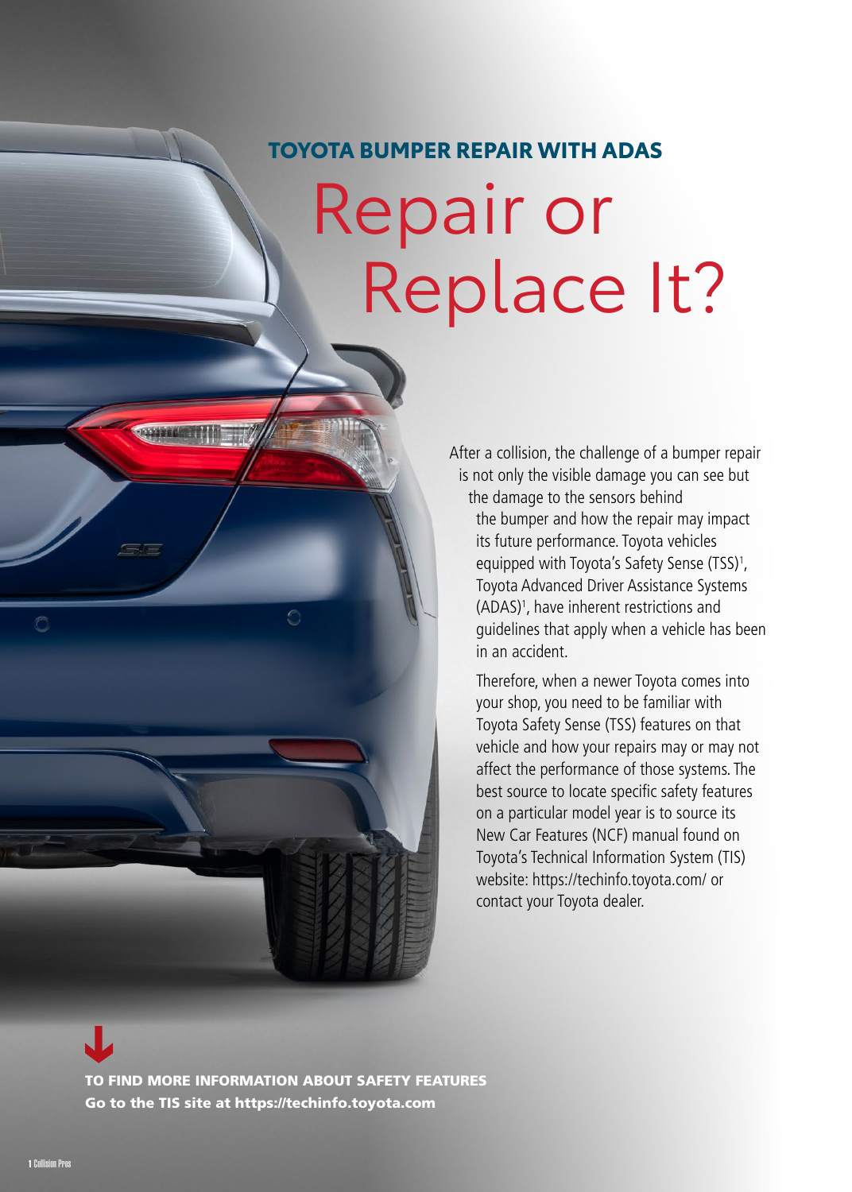### TOYOTA BUMPER REPAIR WITH ADAS

# Repair or Replace It?

After a collision, the challenge of a bumper repair is not only the visible damage you can see but the damage to the sensors behind the bumper and how the repair may impact its future performance. Toyota vehicles equipped with Toyota's Safety Sense (TSS)[1], Toyota Advanced Driver Assistance Systems (ADAS)[1], have inherent restrictions and guidelines that apply when a vehicle has been in an accident.

Therefore, when a newer Toyota comes into your shop, you need to be familiar with Toyota Safety Sense (TSS) features on that vehicle and how your repairs may or may not affect the performance of those systems. The best source to locate specific safety features on a particular model year is to source its New Car Features (NCF) manual found on Toyota's Technical Information System (TIS) website: https://techinfo.toyota.com/ or contact your Toyota dealer.

**TO FIND MORE INFORMATION ABOUT SAFETY FEATURES**
**Go to the TIS site at https://techinfo.toyota.com**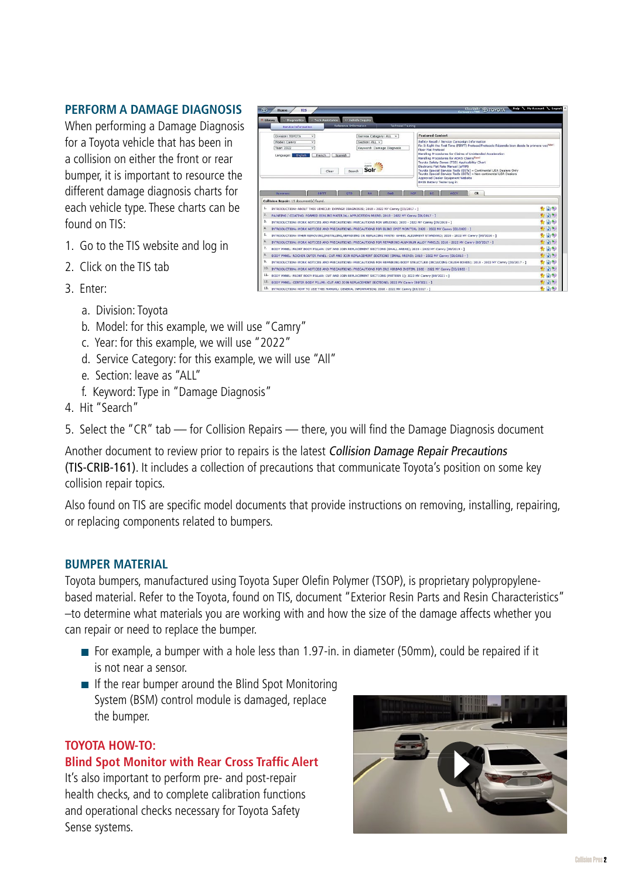## PERFORM A DAMAGE DIAGNOSIS

When performing a Damage Diagnosis for a Toyota vehicle that has been in a collision on either the front or rear bumper, it is important to resource the different damage diagnosis charts for each vehicle type. These charts can be found on TIS:

1. Go to the TIS website and log in
2. Click on the TIS tab
3. Enter:
   a. Division: Toyota
   b. Model: for this example, we will use "Camry"
   c. Year: for this example, we will use "2022"
   d. Service Category: for this example, we will use "All"
   e. Section: leave as "ALL"
   f. Keyword: Type in "Damage Diagnosis"
4. Hit "Search"
5. Select the "CR" tab — for Collision Repairs — there, you will find the Damage Diagnosis document

Another document to review prior to repairs is the latest *Collision Damage Repair Precautions* (TIS-CRIB-161). It includes a collection of precautions that communicate Toyota's position on some key collision repair topics.

Also found on TIS are specific model documents that provide instructions on removing, installing, repairing, or replacing components related to bumpers.

## BUMPER MATERIAL

Toyota bumpers, manufactured using Toyota Super Olefin Polymer (TSOP), is proprietary polypropylene-based material. Refer to the Toyota, found on TIS, document "Exterior Resin Parts and Resin Characteristics" –to determine what materials you are working with and how the size of the damage affects whether you can repair or need to replace the bumper.

- For example, a bumper with a hole less than 1.97-in. in diameter (50mm), could be repaired if it is not near a sensor.
- If the rear bumper around the Blind Spot Monitoring System (BSM) control module is damaged, replace the bumper.

### TOYOTA HOW-TO: Blind Spot Monitor with Rear Cross Traffic Alert

It's also important to perform pre- and post-repair health checks, and to complete calibration functions and operational checks necessary for Toyota Safety Sense systems.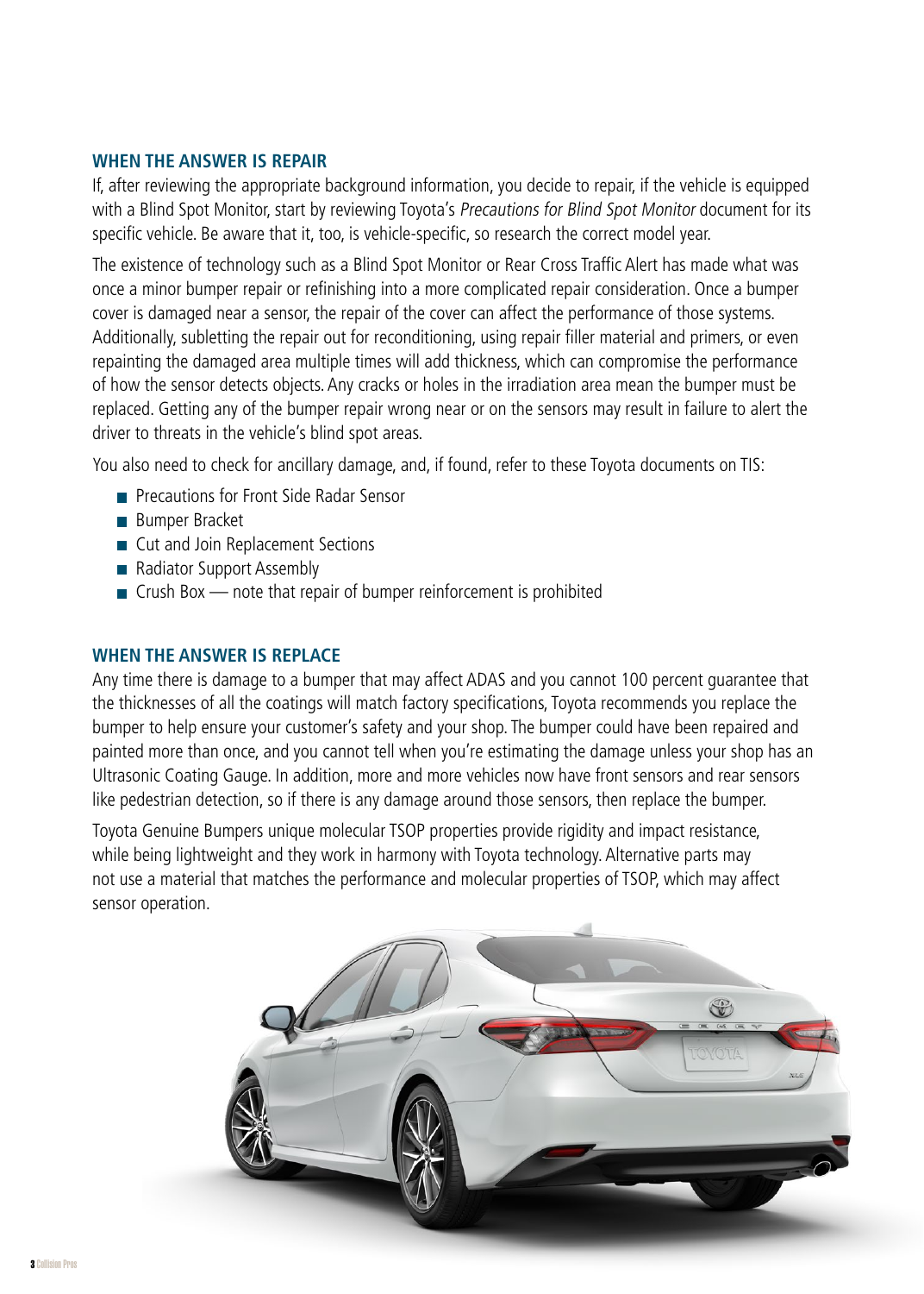## WHEN THE ANSWER IS REPAIR

If, after reviewing the appropriate background information, you decide to repair, if the vehicle is equipped with a Blind Spot Monitor, start by reviewing Toyota's *Precautions for Blind Spot Monitor* document for its specific vehicle. Be aware that it, too, is vehicle-specific, so research the correct model year.

The existence of technology such as a Blind Spot Monitor or Rear Cross Traffic Alert has made what was once a minor bumper repair or refinishing into a more complicated repair consideration. Once a bumper cover is damaged near a sensor, the repair of the cover can affect the performance of those systems. Additionally, subletting the repair out for reconditioning, using repair filler material and primers, or even repainting the damaged area multiple times will add thickness, which can compromise the performance of how the sensor detects objects. Any cracks or holes in the irradiation area mean the bumper must be replaced. Getting any of the bumper repair wrong near or on the sensors may result in failure to alert the driver to threats in the vehicle's blind spot areas.

You also need to check for ancillary damage, and, if found, refer to these Toyota documents on TIS:

- Precautions for Front Side Radar Sensor
- Bumper Bracket
- Cut and Join Replacement Sections
- Radiator Support Assembly
- Crush Box — note that repair of bumper reinforcement is prohibited

## WHEN THE ANSWER IS REPLACE

Any time there is damage to a bumper that may affect ADAS and you cannot 100 percent guarantee that the thicknesses of all the coatings will match factory specifications, Toyota recommends you replace the bumper to help ensure your customer's safety and your shop. The bumper could have been repaired and painted more than once, and you cannot tell when you're estimating the damage unless your shop has an Ultrasonic Coating Gauge. In addition, more and more vehicles now have front sensors and rear sensors like pedestrian detection, so if there is any damage around those sensors, then replace the bumper.

Toyota Genuine Bumpers unique molecular TSOP properties provide rigidity and impact resistance, while being lightweight and they work in harmony with Toyota technology. Alternative parts may not use a material that matches the performance and molecular properties of TSOP, which may affect sensor operation.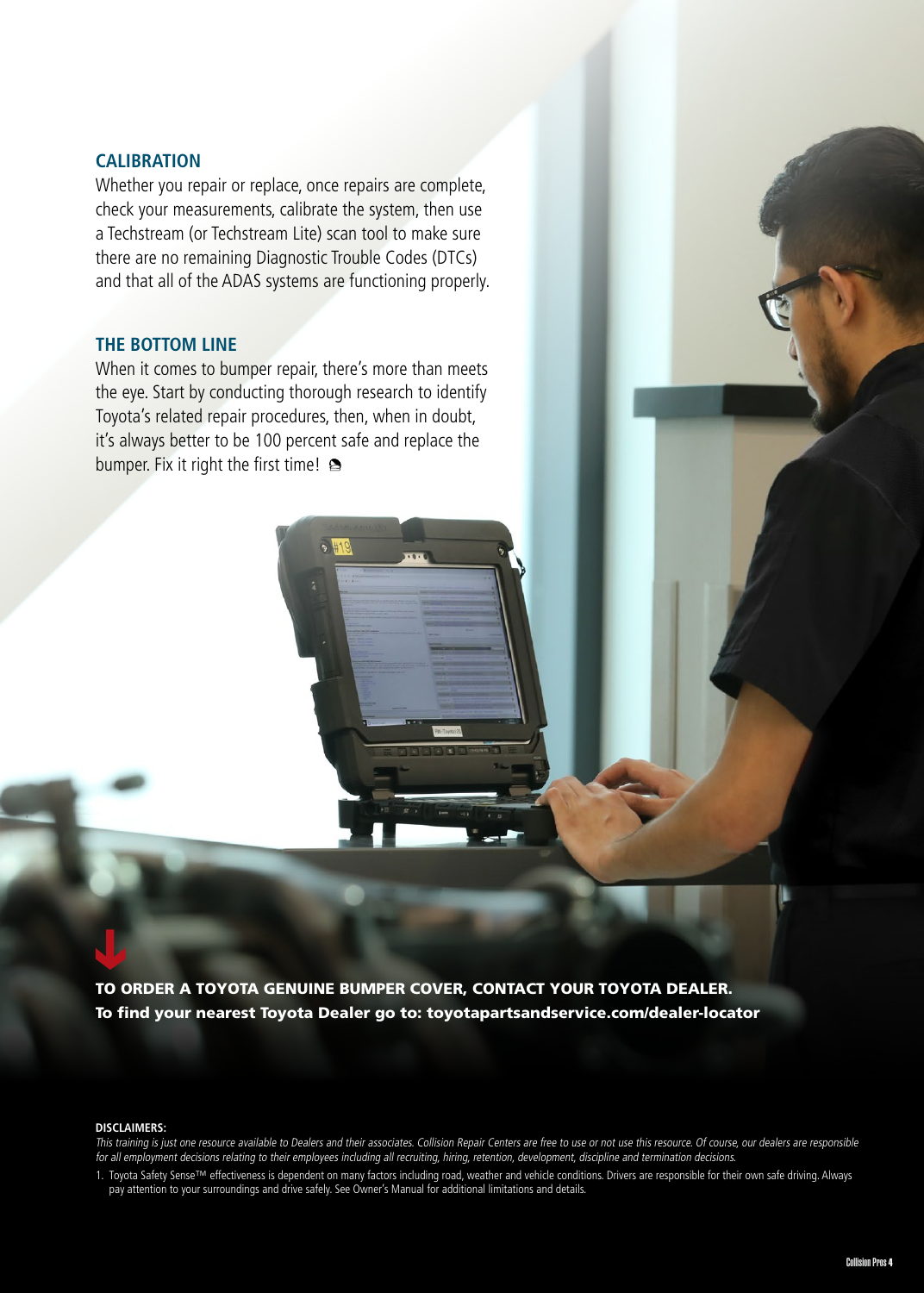## CALIBRATION

Whether you repair or replace, once repairs are complete, check your measurements, calibrate the system, then use a Techstream (or Techstream Lite) scan tool to make sure there are no remaining Diagnostic Trouble Codes (DTCs) and that all of the ADAS systems are functioning properly.

## THE BOTTOM LINE

When it comes to bumper repair, there's more than meets the eye. Start by conducting thorough research to identify Toyota's related repair procedures, then, when in doubt, it's always better to be 100 percent safe and replace the bumper. Fix it right the first time!

**TO ORDER A TOYOTA GENUINE BUMPER COVER, CONTACT YOUR TOYOTA DEALER.**
**To find your nearest Toyota Dealer go to: toyotapartsandservice.com/dealer-locator**

**DISCLAIMERS:**

*This training is just one resource available to Dealers and their associates. Collision Repair Centers are free to use or not use this resource. Of course, our dealers are responsible for all employment decisions relating to their employees including all recruiting, hiring, retention, development, discipline and termination decisions.*

1. Toyota Safety Sense™ effectiveness is dependent on many factors including road, weather and vehicle conditions. Drivers are responsible for their own safe driving. Always pay attention to your surroundings and drive safely. See Owner's Manual for additional limitations and details.